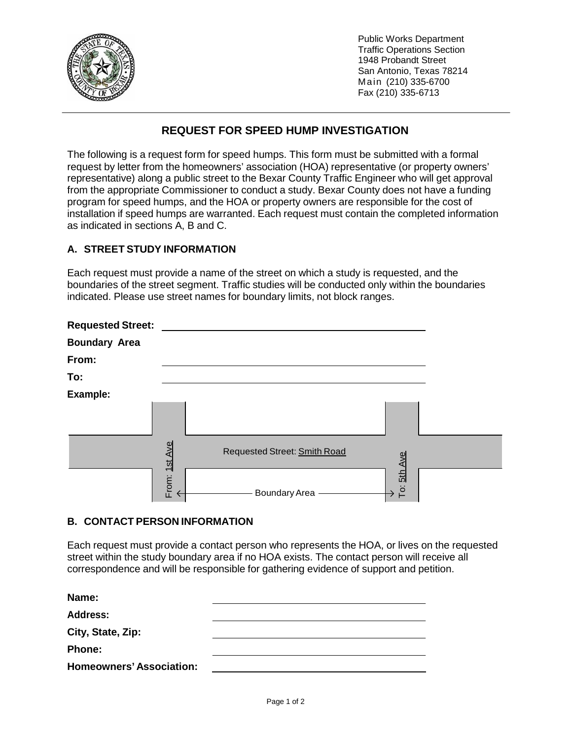Public Works Department
Traffic Operations Section
1948 Probandt Street
San Antonio, Texas 78214
Main (210) 335-6700
Fax (210) 335-6713

## REQUEST FOR SPEED HUMP INVESTIGATION

The following is a request form for speed humps. This form must be submitted with a formal request by letter from the homeowners' association (HOA) representative (or property owners' representative) along a public street to the Bexar County Traffic Engineer who will get approval from the appropriate Commissioner to conduct a study. Bexar County does not have a funding program for speed humps, and the HOA or property owners are responsible for the cost of installation if speed humps are warranted. Each request must contain the completed information as indicated in sections A, B and C.

### A. STREET STUDY INFORMATION

Each request must provide a name of the street on which a study is requested, and the boundaries of the street segment. Traffic studies will be conducted only within the boundaries indicated. Please use street names for boundary limits, not block ranges.

**Requested Street:** ____________________________________________

**Boundary Area**

**From:** ____________________________________________

**To:** ____________________________________________

**Example:**

Requested Street: Smith Road

From: 1st Ave ← Boundary Area → To: 5th Ave

### B. CONTACT PERSON INFORMATION

Each request must provide a contact person who represents the HOA, or lives on the requested street within the study boundary area if no HOA exists. The contact person will receive all correspondence and will be responsible for gathering evidence of support and petition.

**Name:** ____________________________________________

**Address:** ____________________________________________

**City, State, Zip:** ____________________________________________

**Phone:** ____________________________________________

**Homeowners' Association:** ____________________________________________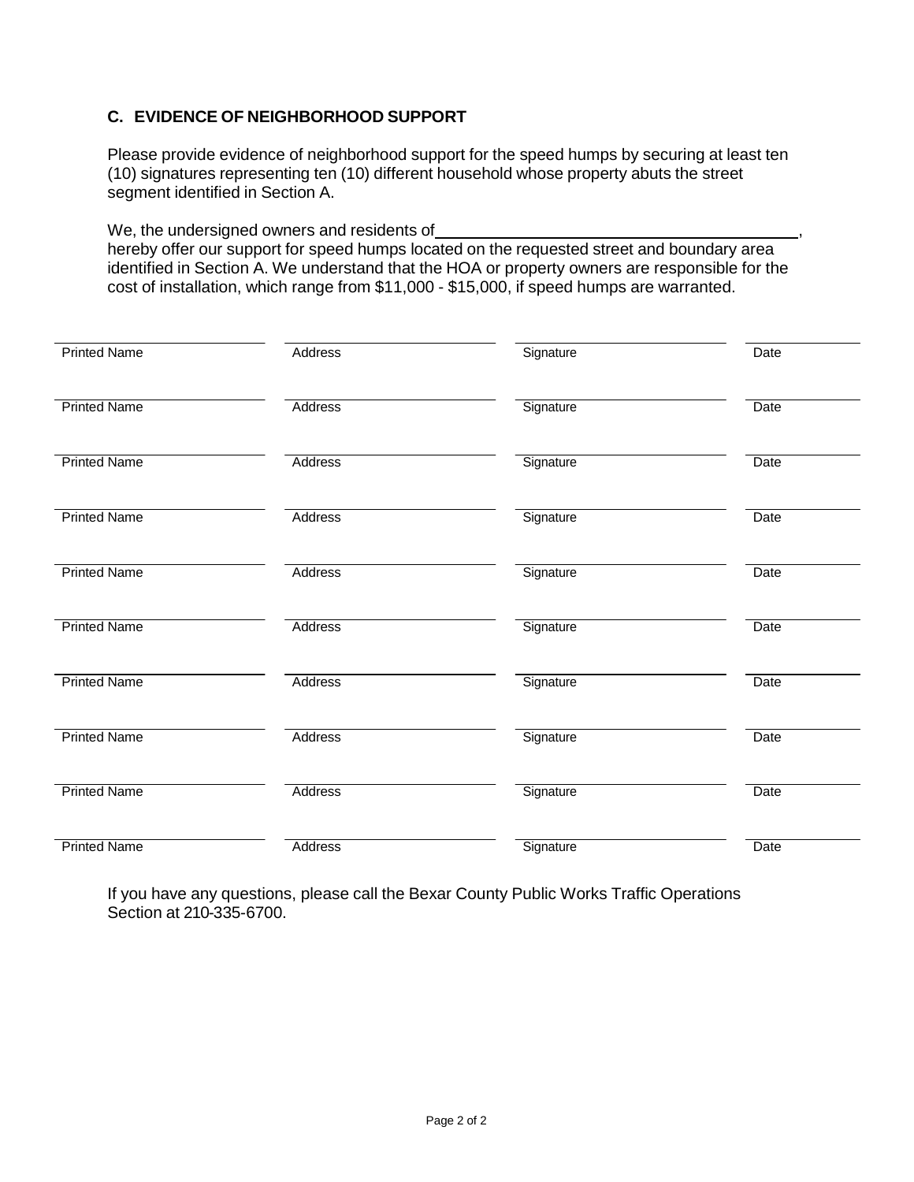## C. EVIDENCE OF NEIGHBORHOOD SUPPORT

Please provide evidence of neighborhood support for the speed humps by securing at least ten (10) signatures representing ten (10) different household whose property abuts the street segment identified in Section A.

We, the undersigned owners and residents of ________________________________________, hereby offer our support for speed humps located on the requested street and boundary area identified in Section A. We understand that the HOA or property owners are responsible for the cost of installation, which range from $11,000 - $15,000, if speed humps are warranted.

| Printed Name | Address | Signature | Date |
|---|---|---|---|
| | | | |
| | | | |
| | | | |
| | | | |
| | | | |
| | | | |
| | | | |
| | | | |
| | | | |
| | | | |

If you have any questions, please call the Bexar County Public Works Traffic Operations Section at 210-335-6700.